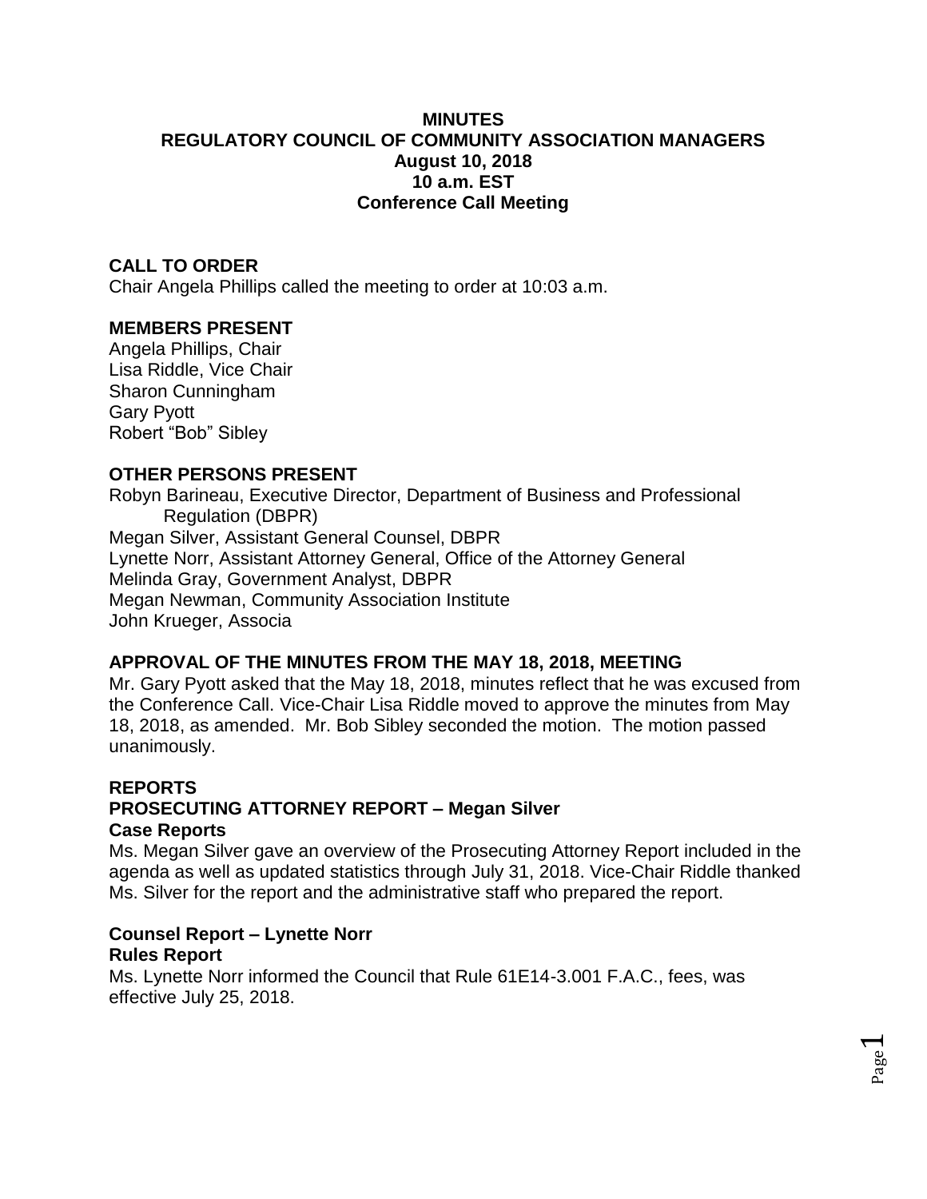# MINUTES
## REGULATORY COUNCIL OF COMMUNITY ASSOCIATION MANAGERS
### August 10, 2018
### 10 a.m. EST
### Conference Call Meeting

**CALL TO ORDER**
Chair Angela Phillips called the meeting to order at 10:03 a.m.

**MEMBERS PRESENT**
Angela Phillips, Chair
Lisa Riddle, Vice Chair
Sharon Cunningham
Gary Pyott
Robert "Bob" Sibley

**OTHER PERSONS PRESENT**
Robyn Barineau, Executive Director, Department of Business and Professional Regulation (DBPR)
Megan Silver, Assistant General Counsel, DBPR
Lynette Norr, Assistant Attorney General, Office of the Attorney General
Melinda Gray, Government Analyst, DBPR
Megan Newman, Community Association Institute
John Krueger, Associa

**APPROVAL OF THE MINUTES FROM THE MAY 18, 2018, MEETING**
Mr. Gary Pyott asked that the May 18, 2018, minutes reflect that he was excused from the Conference Call. Vice-Chair Lisa Riddle moved to approve the minutes from May 18, 2018, as amended. Mr. Bob Sibley seconded the motion. The motion passed unanimously.

**REPORTS**
**PROSECUTING ATTORNEY REPORT – Megan Silver**
**Case Reports**
Ms. Megan Silver gave an overview of the Prosecuting Attorney Report included in the agenda as well as updated statistics through July 31, 2018. Vice-Chair Riddle thanked Ms. Silver for the report and the administrative staff who prepared the report.

**Counsel Report – Lynette Norr**
**Rules Report**
Ms. Lynette Norr informed the Council that Rule 61E14-3.001 F.A.C., fees, was effective July 25, 2018.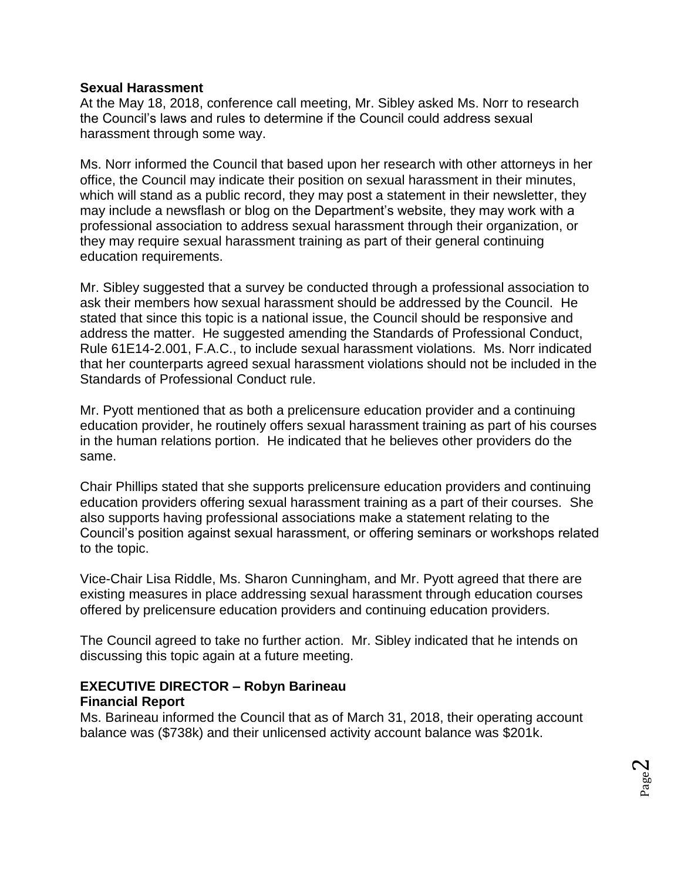**Sexual Harassment**

At the May 18, 2018, conference call meeting, Mr. Sibley asked Ms. Norr to research the Council's laws and rules to determine if the Council could address sexual harassment through some way.

Ms. Norr informed the Council that based upon her research with other attorneys in her office, the Council may indicate their position on sexual harassment in their minutes, which will stand as a public record, they may post a statement in their newsletter, they may include a newsflash or blog on the Department's website, they may work with a professional association to address sexual harassment through their organization, or they may require sexual harassment training as part of their general continuing education requirements.

Mr. Sibley suggested that a survey be conducted through a professional association to ask their members how sexual harassment should be addressed by the Council. He stated that since this topic is a national issue, the Council should be responsive and address the matter. He suggested amending the Standards of Professional Conduct, Rule 61E14-2.001, F.A.C., to include sexual harassment violations. Ms. Norr indicated that her counterparts agreed sexual harassment violations should not be included in the Standards of Professional Conduct rule.

Mr. Pyott mentioned that as both a prelicensure education provider and a continuing education provider, he routinely offers sexual harassment training as part of his courses in the human relations portion. He indicated that he believes other providers do the same.

Chair Phillips stated that she supports prelicensure education providers and continuing education providers offering sexual harassment training as a part of their courses. She also supports having professional associations make a statement relating to the Council's position against sexual harassment, or offering seminars or workshops related to the topic.

Vice-Chair Lisa Riddle, Ms. Sharon Cunningham, and Mr. Pyott agreed that there are existing measures in place addressing sexual harassment through education courses offered by prelicensure education providers and continuing education providers.

The Council agreed to take no further action. Mr. Sibley indicated that he intends on discussing this topic again at a future meeting.

**EXECUTIVE DIRECTOR – Robyn Barineau**

**Financial Report**

Ms. Barineau informed the Council that as of March 31, 2018, their operating account balance was ($738k) and their unlicensed activity account balance was $201k.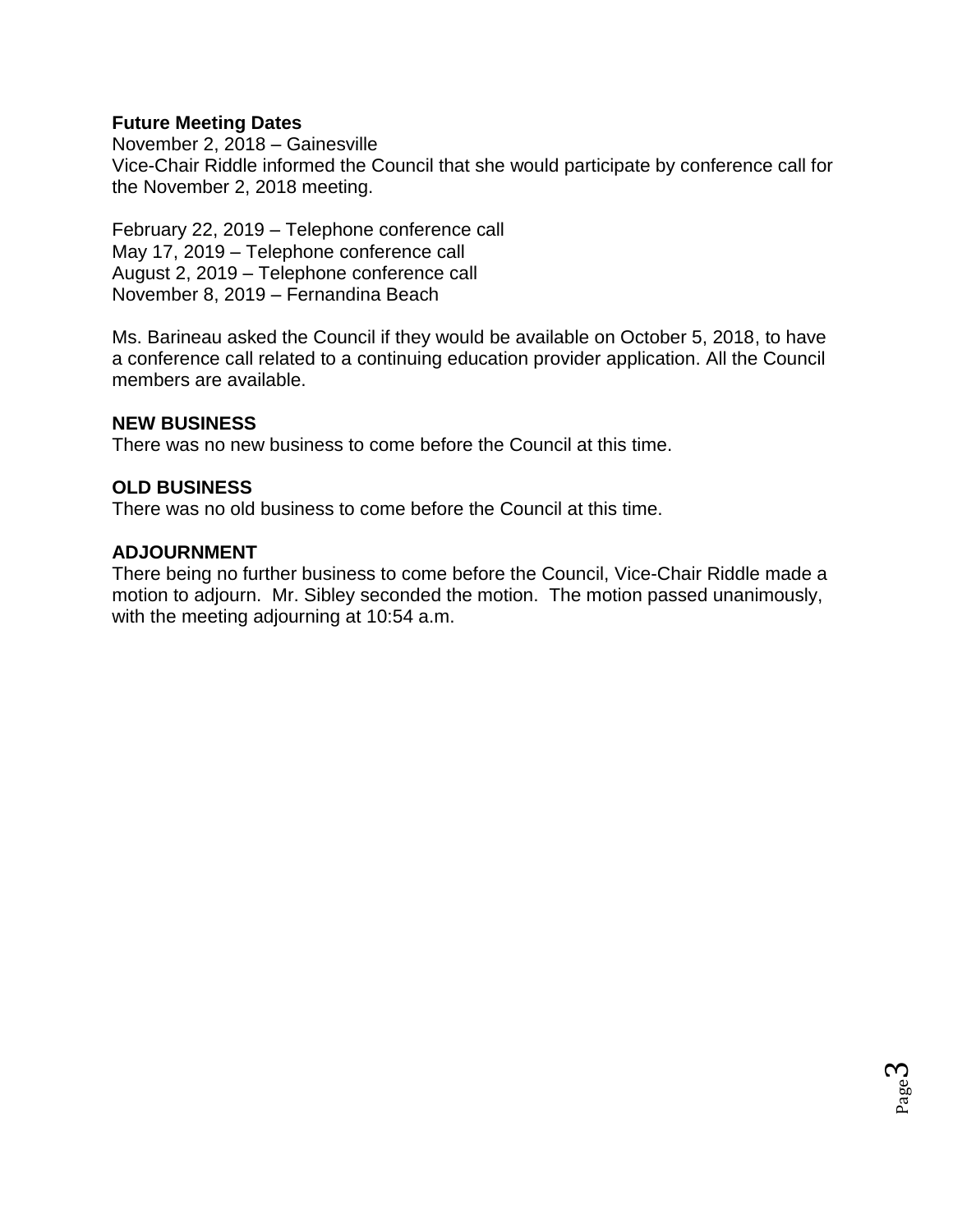**Future Meeting Dates**

November 2, 2018 – Gainesville

Vice-Chair Riddle informed the Council that she would participate by conference call for the November 2, 2018 meeting.

February 22, 2019 – Telephone conference call
May 17, 2019 – Telephone conference call
August 2, 2019 – Telephone conference call
November 8, 2019 – Fernandina Beach

Ms. Barineau asked the Council if they would be available on October 5, 2018, to have a conference call related to a continuing education provider application. All the Council members are available.

**NEW BUSINESS**

There was no new business to come before the Council at this time.

**OLD BUSINESS**

There was no old business to come before the Council at this time.

**ADJOURNMENT**

There being no further business to come before the Council, Vice-Chair Riddle made a motion to adjourn. Mr. Sibley seconded the motion. The motion passed unanimously, with the meeting adjourning at 10:54 a.m.